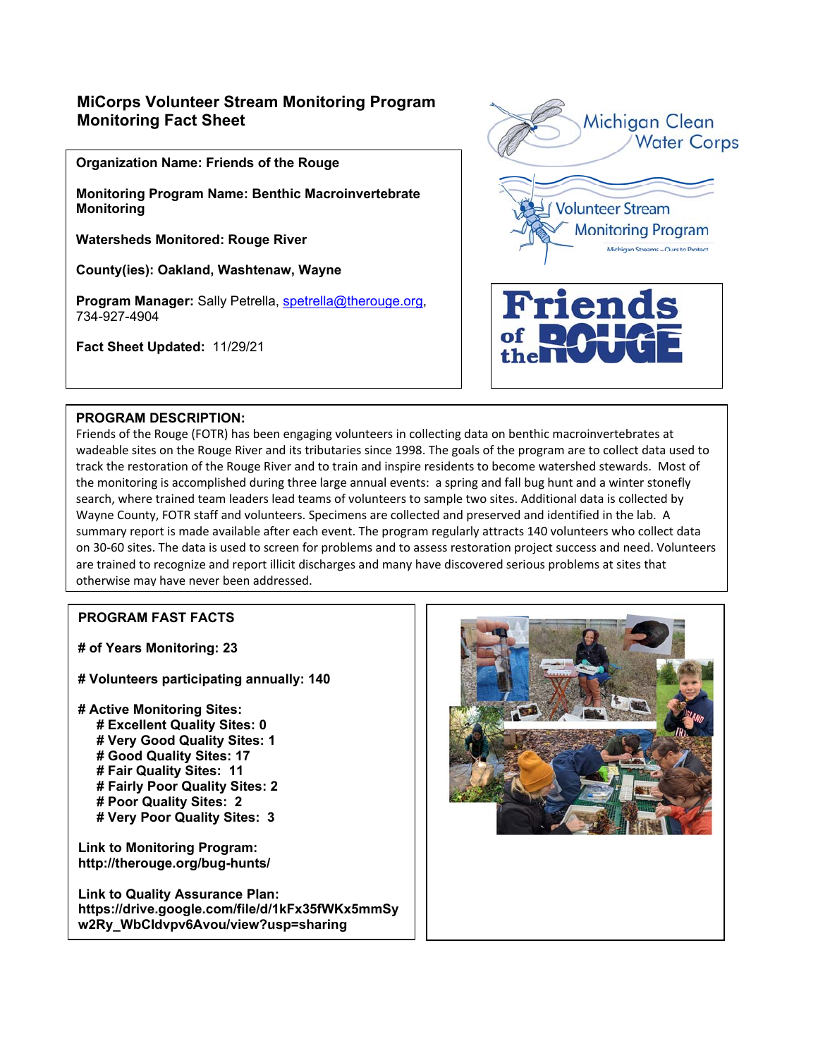# MiCorps Volunteer Stream Monitoring Program
# Monitoring Fact Sheet

**Organization Name: Friends of the Rouge**

**Monitoring Program Name: Benthic Macroinvertebrate Monitoring**

**Watersheds Monitored: Rouge River**

**County(ies): Oakland, Washtenaw, Wayne**

**Program Manager:** Sally Petrella, spetrella@therouge.org, 734-927-4904

**Fact Sheet Updated:** 11/29/21

## PROGRAM DESCRIPTION:

Friends of the Rouge (FOTR) has been engaging volunteers in collecting data on benthic macroinvertebrates at wadeable sites on the Rouge River and its tributaries since 1998. The goals of the program are to collect data used to track the restoration of the Rouge River and to train and inspire residents to become watershed stewards. Most of the monitoring is accomplished during three large annual events: a spring and fall bug hunt and a winter stonefly search, where trained team leaders lead teams of volunteers to sample two sites. Additional data is collected by Wayne County, FOTR staff and volunteers. Specimens are collected and preserved and identified in the lab. A summary report is made available after each event. The program regularly attracts 140 volunteers who collect data on 30-60 sites. The data is used to screen for problems and to assess restoration project success and need. Volunteers are trained to recognize and report illicit discharges and many have discovered serious problems at sites that otherwise may have never been addressed.

## PROGRAM FAST FACTS

**# of Years Monitoring: 23**

**# Volunteers participating annually: 140**

**# Active Monitoring Sites:**
- **# Excellent Quality Sites: 0**
- **# Very Good Quality Sites: 1**
- **# Good Quality Sites: 17**
- **# Fair Quality Sites: 11**
- **# Fairly Poor Quality Sites: 2**
- **# Poor Quality Sites: 2**
- **# Very Poor Quality Sites: 3**

**Link to Monitoring Program:**
**http://therouge.org/bug-hunts/**

**Link to Quality Assurance Plan:**
**https://drive.google.com/file/d/1kFx35fWKx5mmSyw2Ry_WbCldvpv6Avou/view?usp=sharing**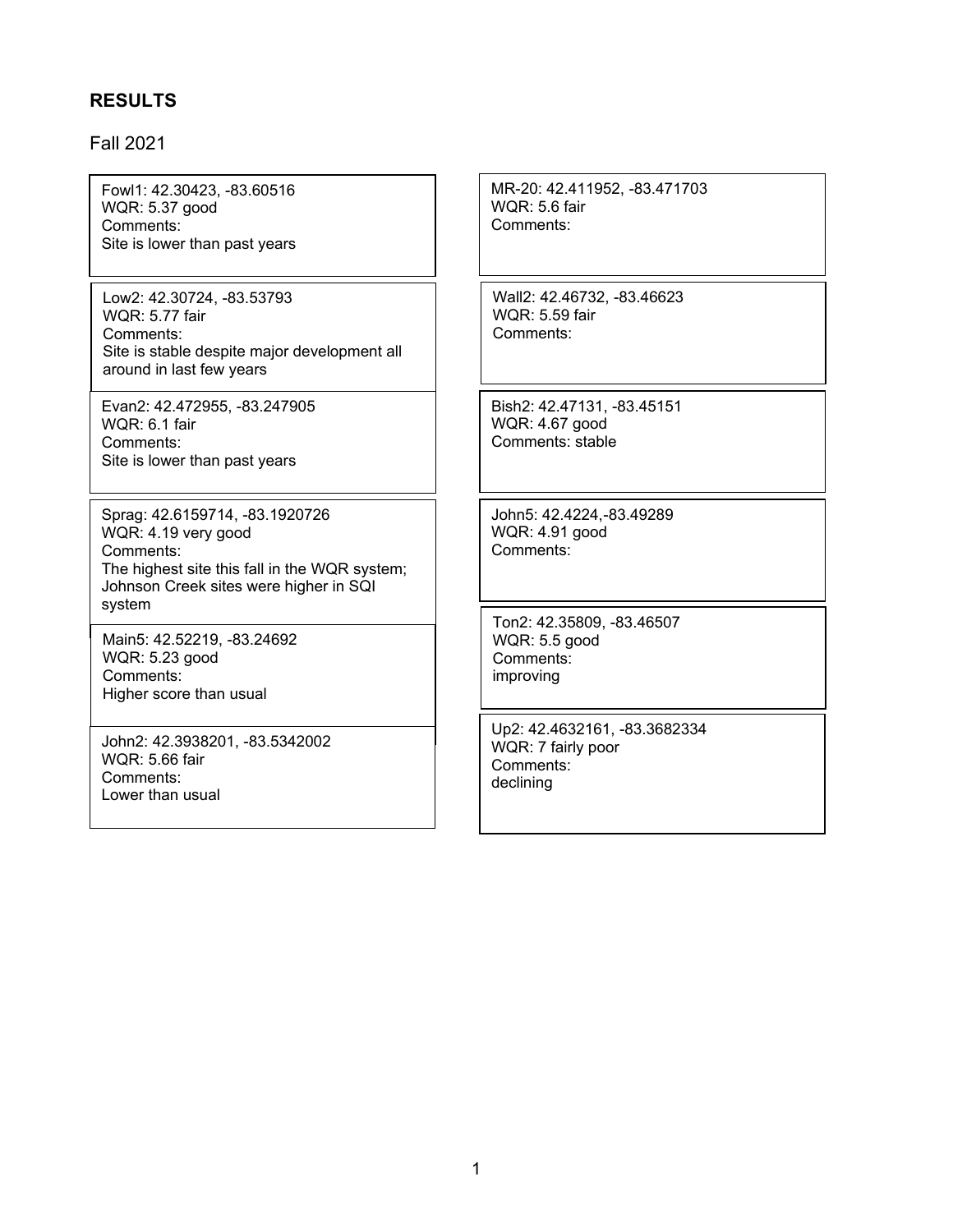## RESULTS

### Fall 2021

Fowl1: 42.30423, -83.60516
WQR: 5.37 good
Comments:
Site is lower than past years

Low2: 42.30724, -83.53793
WQR: 5.77 fair
Comments:
Site is stable despite major development all around in last few years

Evan2: 42.472955, -83.247905
WQR: 6.1 fair
Comments:
Site is lower than past years

Sprag: 42.6159714, -83.1920726
WQR: 4.19 very good
Comments:
The highest site this fall in the WQR system; Johnson Creek sites were higher in SQI system

Main5: 42.52219, -83.24692
WQR: 5.23 good
Comments:
Higher score than usual

John2: 42.3938201, -83.5342002
WQR: 5.66 fair
Comments:
Lower than usual

MR-20: 42.411952, -83.471703
WQR: 5.6 fair
Comments:

Wall2: 42.46732, -83.46623
WQR: 5.59 fair
Comments:

Bish2: 42.47131, -83.45151
WQR: 4.67 good
Comments: stable

John5: 42.4224,-83.49289
WQR: 4.91 good
Comments:

Ton2: 42.35809, -83.46507
WQR: 5.5 good
Comments:
improving

Up2: 42.4632161, -83.3682334
WQR: 7 fairly poor
Comments:
declining